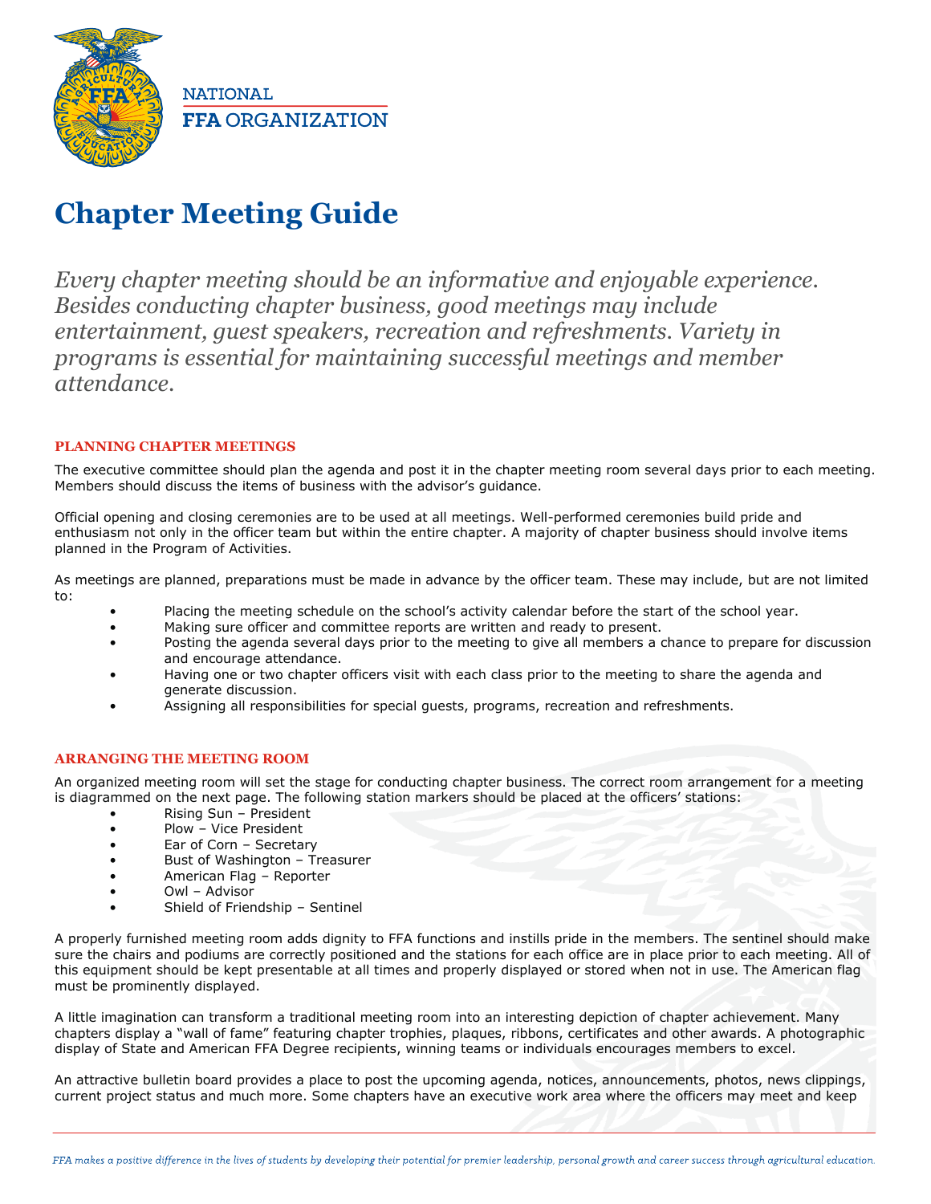NATIONAL
FFA ORGANIZATION

# Chapter Meeting Guide

*Every chapter meeting should be an informative and enjoyable experience. Besides conducting chapter business, good meetings may include entertainment, guest speakers, recreation and refreshments. Variety in programs is essential for maintaining successful meetings and member attendance.*

## PLANNING CHAPTER MEETINGS

The executive committee should plan the agenda and post it in the chapter meeting room several days prior to each meeting. Members should discuss the items of business with the advisor's guidance.

Official opening and closing ceremonies are to be used at all meetings. Well-performed ceremonies build pride and enthusiasm not only in the officer team but within the entire chapter. A majority of chapter business should involve items planned in the Program of Activities.

As meetings are planned, preparations must be made in advance by the officer team. These may include, but are not limited to:

- Placing the meeting schedule on the school's activity calendar before the start of the school year.
- Making sure officer and committee reports are written and ready to present.
- Posting the agenda several days prior to the meeting to give all members a chance to prepare for discussion and encourage attendance.
- Having one or two chapter officers visit with each class prior to the meeting to share the agenda and generate discussion.
- Assigning all responsibilities for special guests, programs, recreation and refreshments.

## ARRANGING THE MEETING ROOM

An organized meeting room will set the stage for conducting chapter business. The correct room arrangement for a meeting is diagrammed on the next page. The following station markers should be placed at the officers' stations:

- Rising Sun – President
- Plow – Vice President
- Ear of Corn – Secretary
- Bust of Washington – Treasurer
- American Flag – Reporter
- Owl – Advisor
- Shield of Friendship – Sentinel

A properly furnished meeting room adds dignity to FFA functions and instills pride in the members. The sentinel should make sure the chairs and podiums are correctly positioned and the stations for each office are in place prior to each meeting. All of this equipment should be kept presentable at all times and properly displayed or stored when not in use. The American flag must be prominently displayed.

A little imagination can transform a traditional meeting room into an interesting depiction of chapter achievement. Many chapters display a "wall of fame" featuring chapter trophies, plaques, ribbons, certificates and other awards. A photographic display of State and American FFA Degree recipients, winning teams or individuals encourages members to excel.

An attractive bulletin board provides a place to post the upcoming agenda, notices, announcements, photos, news clippings, current project status and much more. Some chapters have an executive work area where the officers may meet and keep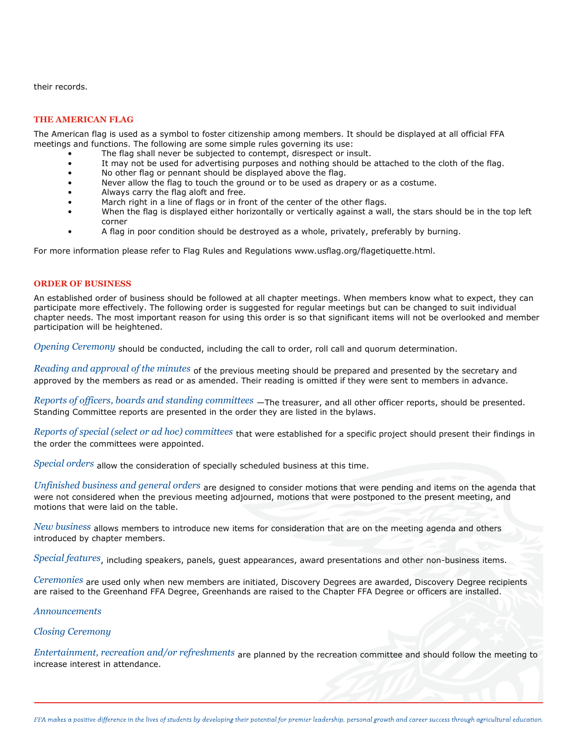their records.

## THE AMERICAN FLAG

The American flag is used as a symbol to foster citizenship among members. It should be displayed at all official FFA meetings and functions. The following are some simple rules governing its use:

- The flag shall never be subjected to contempt, disrespect or insult.
- It may not be used for advertising purposes and nothing should be attached to the cloth of the flag.
- No other flag or pennant should be displayed above the flag.
- Never allow the flag to touch the ground or to be used as drapery or as a costume.
- Always carry the flag aloft and free.
- March right in a line of flags or in front of the center of the other flags.
- When the flag is displayed either horizontally or vertically against a wall, the stars should be in the top left corner
- A flag in poor condition should be destroyed as a whole, privately, preferably by burning.

For more information please refer to Flag Rules and Regulations www.usflag.org/flagetiquette.html.

## ORDER OF BUSINESS

An established order of business should be followed at all chapter meetings. When members know what to expect, they can participate more effectively. The following order is suggested for regular meetings but can be changed to suit individual chapter needs. The most important reason for using this order is so that significant items will not be overlooked and member participation will be heightened.

*Opening Ceremony* should be conducted, including the call to order, roll call and quorum determination.

*Reading and approval of the minutes* of the previous meeting should be prepared and presented by the secretary and approved by the members as read or as amended. Their reading is omitted if they were sent to members in advance.

*Reports of officers, boards and standing committees* —The treasurer, and all other officer reports, should be presented. Standing Committee reports are presented in the order they are listed in the bylaws.

*Reports of special (select or ad hoc) committees* that were established for a specific project should present their findings in the order the committees were appointed.

*Special orders* allow the consideration of specially scheduled business at this time.

*Unfinished business and general orders* are designed to consider motions that were pending and items on the agenda that were not considered when the previous meeting adjourned, motions that were postponed to the present meeting, and motions that were laid on the table.

*New business* allows members to introduce new items for consideration that are on the meeting agenda and others introduced by chapter members.

*Special features*, including speakers, panels, guest appearances, award presentations and other non-business items.

*Ceremonies* are used only when new members are initiated, Discovery Degrees are awarded, Discovery Degree recipients are raised to the Greenhand FFA Degree, Greenhands are raised to the Chapter FFA Degree or officers are installed.

*Announcements*

*Closing Ceremony*

*Entertainment, recreation and/or refreshments* are planned by the recreation committee and should follow the meeting to increase interest in attendance.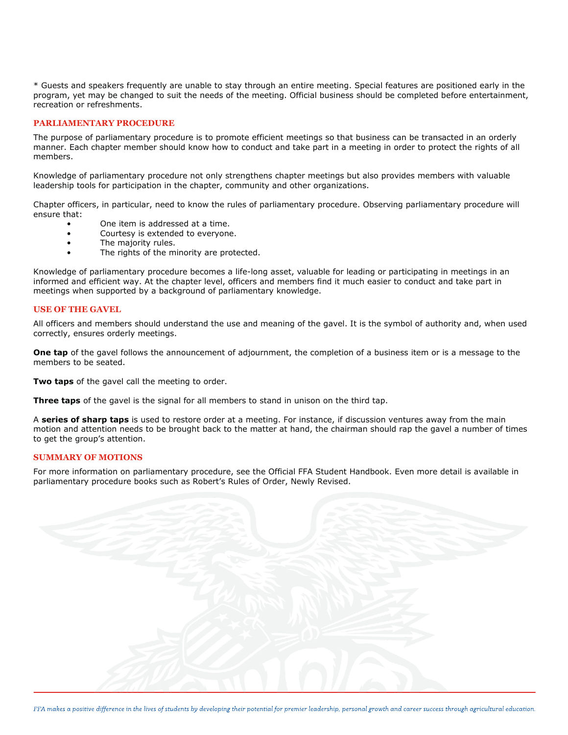* Guests and speakers frequently are unable to stay through an entire meeting. Special features are positioned early in the program, yet may be changed to suit the needs of the meeting. Official business should be completed before entertainment, recreation or refreshments.

## PARLIAMENTARY PROCEDURE

The purpose of parliamentary procedure is to promote efficient meetings so that business can be transacted in an orderly manner. Each chapter member should know how to conduct and take part in a meeting in order to protect the rights of all members.

Knowledge of parliamentary procedure not only strengthens chapter meetings but also provides members with valuable leadership tools for participation in the chapter, community and other organizations.

Chapter officers, in particular, need to know the rules of parliamentary procedure. Observing parliamentary procedure will ensure that:

- One item is addressed at a time.
- Courtesy is extended to everyone.
- The majority rules.
- The rights of the minority are protected.

Knowledge of parliamentary procedure becomes a life-long asset, valuable for leading or participating in meetings in an informed and efficient way. At the chapter level, officers and members find it much easier to conduct and take part in meetings when supported by a background of parliamentary knowledge.

## USE OF THE GAVEL

All officers and members should understand the use and meaning of the gavel. It is the symbol of authority and, when used correctly, ensures orderly meetings.

**One tap** of the gavel follows the announcement of adjournment, the completion of a business item or is a message to the members to be seated.

**Two taps** of the gavel call the meeting to order.

**Three taps** of the gavel is the signal for all members to stand in unison on the third tap.

A **series of sharp taps** is used to restore order at a meeting. For instance, if discussion ventures away from the main motion and attention needs to be brought back to the matter at hand, the chairman should rap the gavel a number of times to get the group's attention.

## SUMMARY OF MOTIONS

For more information on parliamentary procedure, see the Official FFA Student Handbook. Even more detail is available in parliamentary procedure books such as Robert's Rules of Order, Newly Revised.